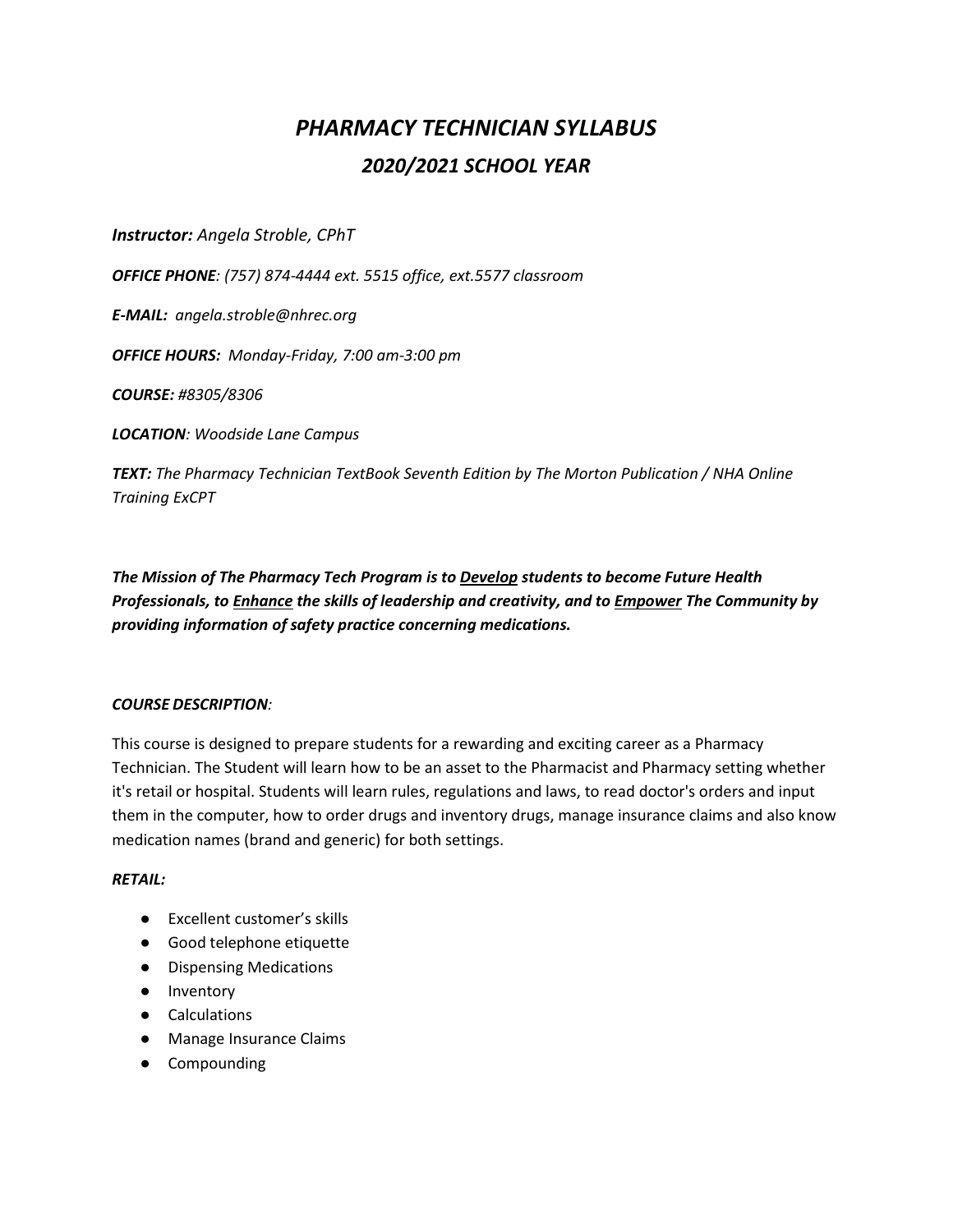# *PHARMACY TECHNICIAN SYLLABUS*

## *2020/2021 SCHOOL YEAR*

***Instructor:*** *Angela Stroble, CPhT*

***OFFICE PHONE****: (757) 874-4444 ext. 5515 office, ext.5577 classroom*

***E-MAIL:*** *angela.stroble@nhrec.org*

***OFFICE HOURS:*** *Monday-Friday, 7:00 am-3:00 pm*

***COURSE:*** *#8305/8306*

***LOCATION****: Woodside Lane Campus*

***TEXT:*** *The Pharmacy Technician TextBook Seventh Edition by The Morton Publication / NHA Online Training ExCPT*

***The Mission of The Pharmacy Tech Program is to <u>Develop</u> students to become Future Health Professionals, to <u>Enhance</u> the skills of leadership and creativity, and to <u>Empower</u> The Community by providing information of safety practice concerning medications.***

***COURSE DESCRIPTION****:*

This course is designed to prepare students for a rewarding and exciting career as a Pharmacy Technician. The Student will learn how to be an asset to the Pharmacist and Pharmacy setting whether it's retail or hospital. Students will learn rules, regulations and laws, to read doctor's orders and input them in the computer, how to order drugs and inventory drugs, manage insurance claims and also know medication names (brand and generic) for both settings.

***RETAIL:***

- Excellent customer's skills
- Good telephone etiquette
- Dispensing Medications
- Inventory
- Calculations
- Manage Insurance Claims
- Compounding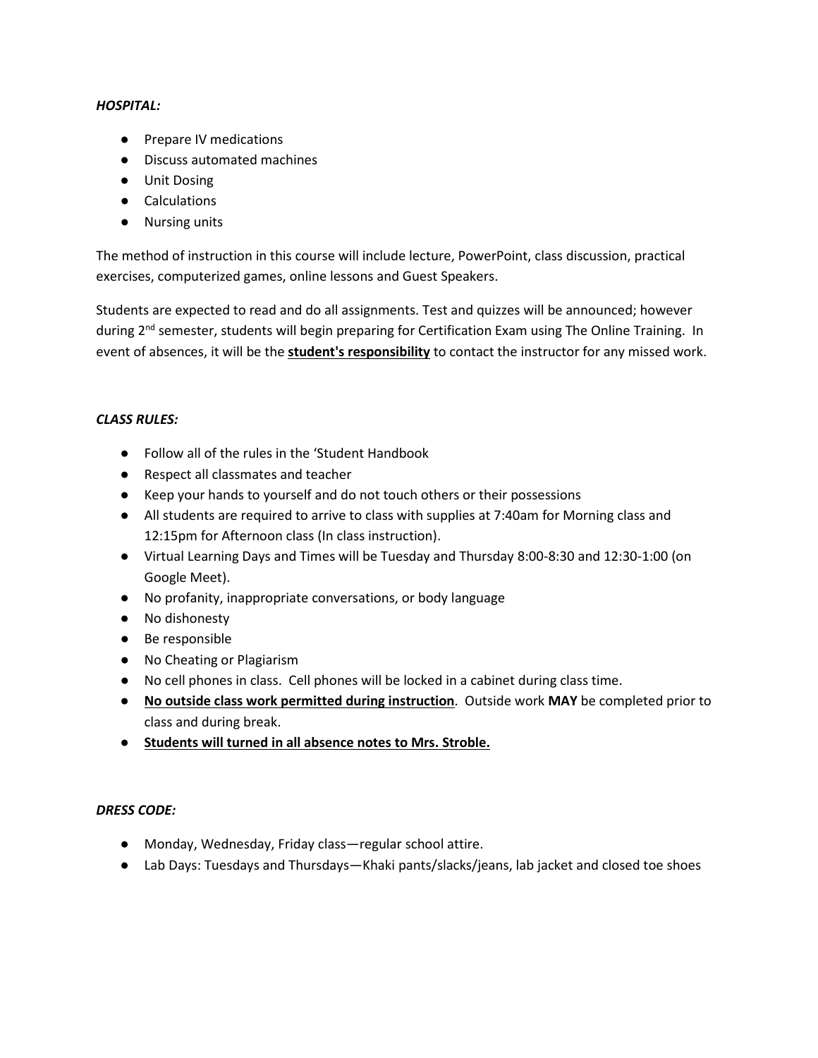***HOSPITAL:***

- Prepare IV medications
- Discuss automated machines
- Unit Dosing
- Calculations
- Nursing units

The method of instruction in this course will include lecture, PowerPoint, class discussion, practical exercises, computerized games, online lessons and Guest Speakers.

Students are expected to read and do all assignments. Test and quizzes will be announced; however during 2nd semester, students will begin preparing for Certification Exam using The Online Training. In event of absences, it will be the **student's responsibility** to contact the instructor for any missed work.

***CLASS RULES:***

- Follow all of the rules in the 'Student Handbook
- Respect all classmates and teacher
- Keep your hands to yourself and do not touch others or their possessions
- All students are required to arrive to class with supplies at 7:40am for Morning class and 12:15pm for Afternoon class (In class instruction).
- Virtual Learning Days and Times will be Tuesday and Thursday 8:00-8:30 and 12:30-1:00 (on Google Meet).
- No profanity, inappropriate conversations, or body language
- No dishonesty
- Be responsible
- No Cheating or Plagiarism
- No cell phones in class. Cell phones will be locked in a cabinet during class time.
- **No outside class work permitted during instruction**. Outside work **MAY** be completed prior to class and during break.
- **Students will turned in all absence notes to Mrs. Stroble.**

***DRESS CODE:***

- Monday, Wednesday, Friday class—regular school attire.
- Lab Days: Tuesdays and Thursdays—Khaki pants/slacks/jeans, lab jacket and closed toe shoes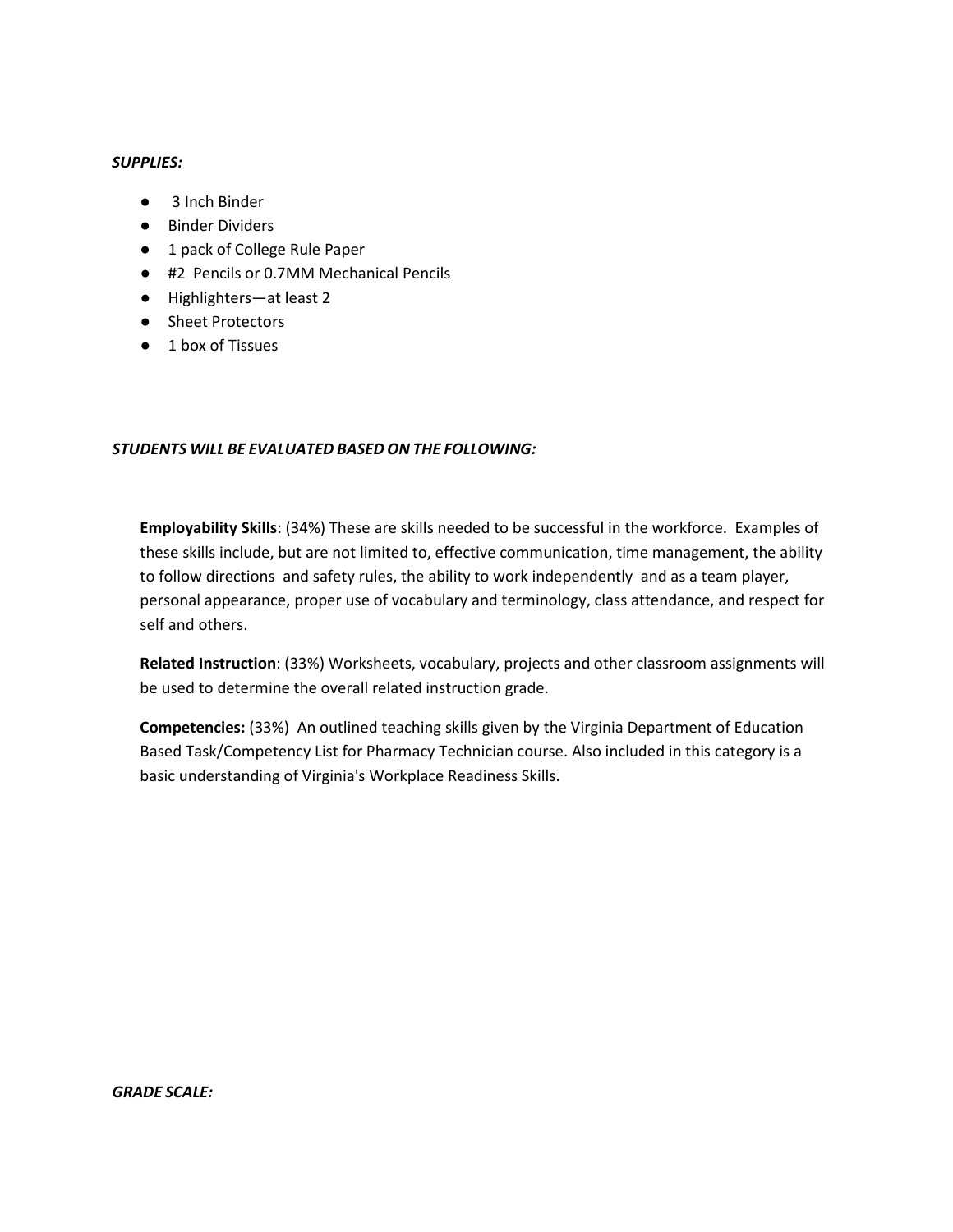***SUPPLIES:***

- 3 Inch Binder
- Binder Dividers
- 1 pack of College Rule Paper
- #2 Pencils or 0.7MM Mechanical Pencils
- Highlighters—at least 2
- Sheet Protectors
- 1 box of Tissues

***STUDENTS WILL BE EVALUATED BASED ON THE FOLLOWING:***

**Employability Skills**: (34%) These are skills needed to be successful in the workforce. Examples of these skills include, but are not limited to, effective communication, time management, the ability to follow directions and safety rules, the ability to work independently and as a team player, personal appearance, proper use of vocabulary and terminology, class attendance, and respect for self and others.

**Related Instruction**: (33%) Worksheets, vocabulary, projects and other classroom assignments will be used to determine the overall related instruction grade.

**Competencies:** (33%) An outlined teaching skills given by the Virginia Department of Education Based Task/Competency List for Pharmacy Technician course. Also included in this category is a basic understanding of Virginia's Workplace Readiness Skills.

***GRADE SCALE:***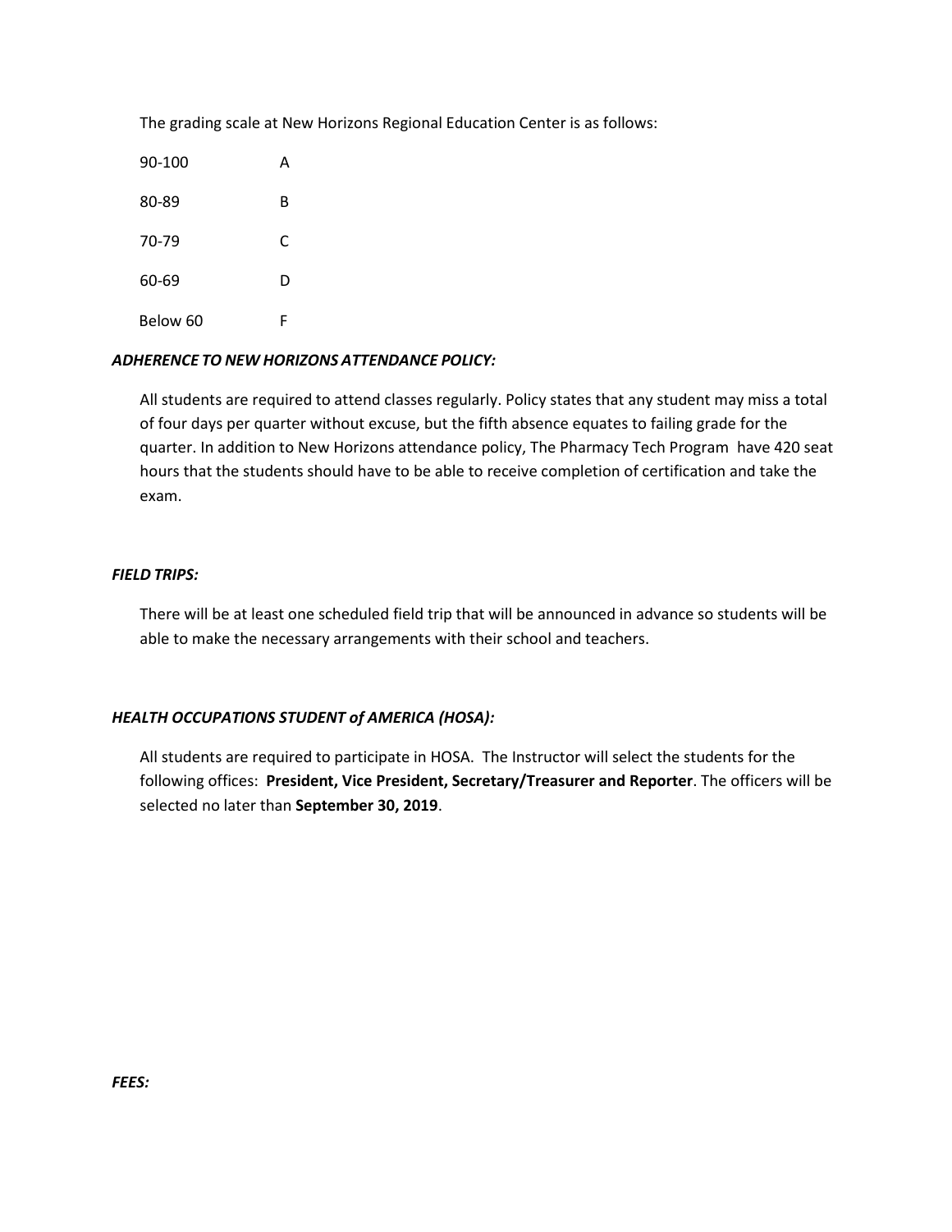The grading scale at New Horizons Regional Education Center is as follows:

| | |
|---|---|
| 90-100 | A |
| 80-89 | B |
| 70-79 | C |
| 60-69 | D |
| Below 60 | F |

***ADHERENCE TO NEW HORIZONS ATTENDANCE POLICY:***

All students are required to attend classes regularly. Policy states that any student may miss a total of four days per quarter without excuse, but the fifth absence equates to failing grade for the quarter. In addition to New Horizons attendance policy, The Pharmacy Tech Program have 420 seat hours that the students should have to be able to receive completion of certification and take the exam.

***FIELD TRIPS:***

There will be at least one scheduled field trip that will be announced in advance so students will be able to make the necessary arrangements with their school and teachers.

***HEALTH OCCUPATIONS STUDENT of AMERICA (HOSA):***

All students are required to participate in HOSA. The Instructor will select the students for the following offices: **President, Vice President, Secretary/Treasurer and Reporter**. The officers will be selected no later than **September 30, 2019**.

***FEES:***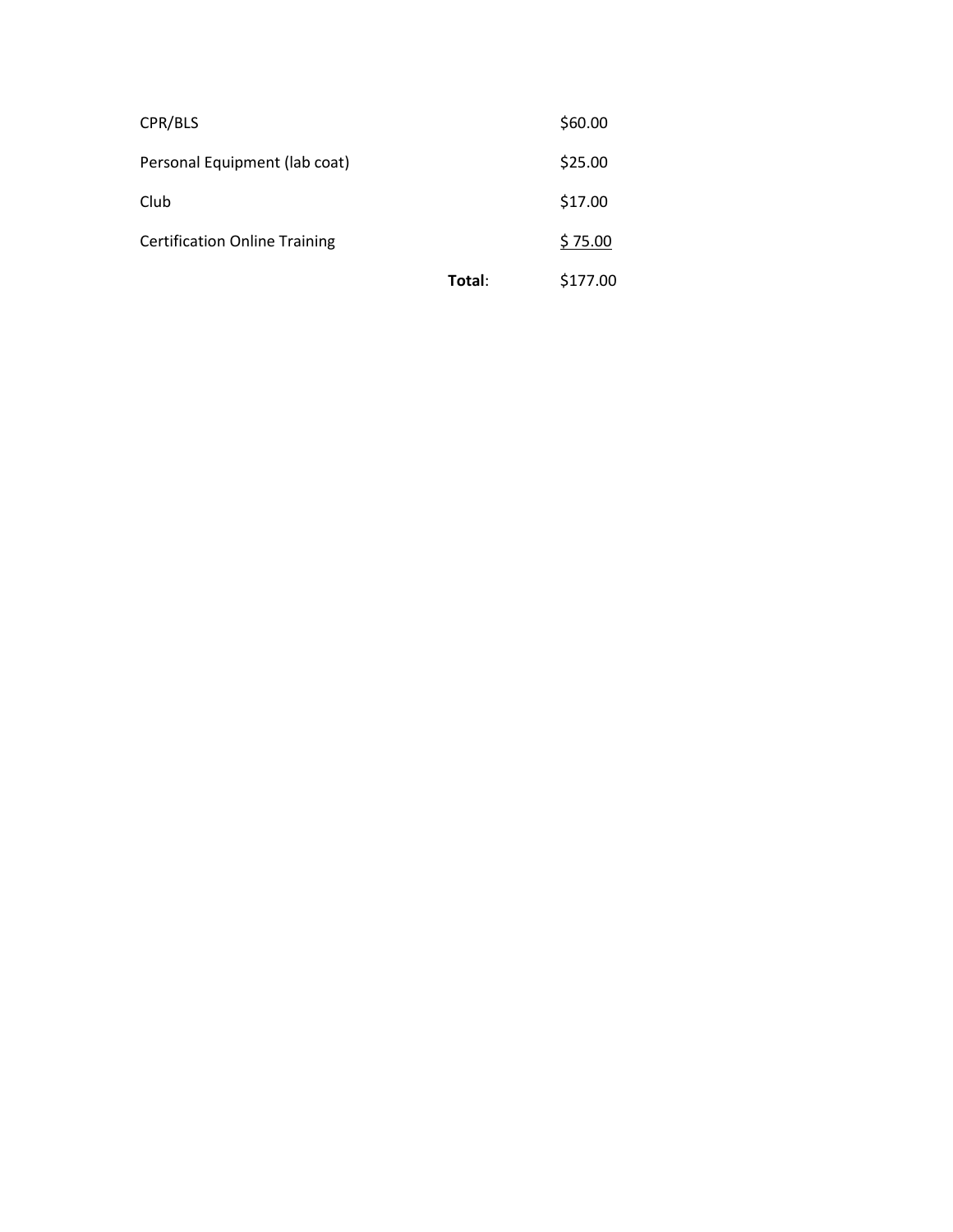| | | |
|---|---|---|
| CPR/BLS | | $60.00 |
| Personal Equipment (lab coat) | | $25.00 |
| Club | | $17.00 |
| Certification Online Training | | $ 75.00 |
| | **Total**: | $177.00 |